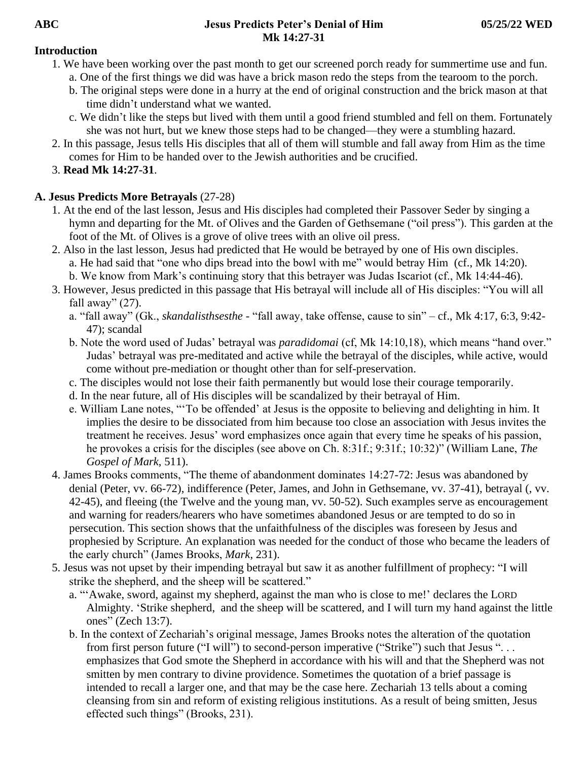**ABC** **Jesus Predicts Peter's Denial of Him** **05/25/22 WED**

**Mk 14:27-31**

**Introduction**

1. We have been working over the past month to get our screened porch ready for summertime use and fun.
   a. One of the first things we did was have a brick mason redo the steps from the tearoom to the porch.
   b. The original steps were done in a hurry at the end of original construction and the brick mason at that time didn't understand what we wanted.
   c. We didn't like the steps but lived with them until a good friend stumbled and fell on them. Fortunately she was not hurt, but we knew those steps had to be changed—they were a stumbling hazard.
2. In this passage, Jesus tells His disciples that all of them will stumble and fall away from Him as the time comes for Him to be handed over to the Jewish authorities and be crucified.
3. **Read Mk 14:27-31**.

**A. Jesus Predicts More Betrayals** (27-28)

1. At the end of the last lesson, Jesus and His disciples had completed their Passover Seder by singing a hymn and departing for the Mt. of Olives and the Garden of Gethsemane ("oil press"). This garden at the foot of the Mt. of Olives is a grove of olive trees with an olive oil press.
2. Also in the last lesson, Jesus had predicted that He would be betrayed by one of His own disciples.
   a. He had said that "one who dips bread into the bowl with me" would betray Him (cf., Mk 14:20).
   b. We know from Mark's continuing story that this betrayer was Judas Iscariot (cf., Mk 14:44-46).
3. However, Jesus predicted in this passage that His betrayal will include all of His disciples: "You will all fall away" (27).
   a. "fall away" (Gk., *skandalisthsesthe* - "fall away, take offense, cause to sin" – cf., Mk 4:17, 6:3, 9:42-47); scandal
   b. Note the word used of Judas' betrayal was *paradidomai* (cf, Mk 14:10,18), which means "hand over." Judas' betrayal was pre-meditated and active while the betrayal of the disciples, while active, would come without pre-mediation or thought other than for self-preservation.
   c. The disciples would not lose their faith permanently but would lose their courage temporarily.
   d. In the near future, all of His disciples will be scandalized by their betrayal of Him.
   e. William Lane notes, "'To be offended' at Jesus is the opposite to believing and delighting in him. It implies the desire to be dissociated from him because too close an association with Jesus invites the treatment he receives. Jesus' word emphasizes once again that every time he speaks of his passion, he provokes a crisis for the disciples (see above on Ch. 8:31f.; 9:31f.; 10:32)" (William Lane, *The Gospel of Mark*, 511).
4. James Brooks comments, "The theme of abandonment dominates 14:27-72: Jesus was abandoned by denial (Peter, vv. 66-72), indifference (Peter, James, and John in Gethsemane, vv. 37-41), betrayal (, vv. 42-45), and fleeing (the Twelve and the young man, vv. 50-52). Such examples serve as encouragement and warning for readers/hearers who have sometimes abandoned Jesus or are tempted to do so in persecution. This section shows that the unfaithfulness of the disciples was foreseen by Jesus and prophesied by Scripture. An explanation was needed for the conduct of those who became the leaders of the early church" (James Brooks, *Mark*, 231).
5. Jesus was not upset by their impending betrayal but saw it as another fulfillment of prophecy: "I will strike the shepherd, and the sheep will be scattered."
   a. "'Awake, sword, against my shepherd, against the man who is close to me!' declares the LORD Almighty. 'Strike shepherd, and the sheep will be scattered, and I will turn my hand against the little ones" (Zech 13:7).
   b. In the context of Zechariah's original message, James Brooks notes the alteration of the quotation from first person future ("I will") to second-person imperative ("Strike") such that Jesus ". . . emphasizes that God smote the Shepherd in accordance with his will and that the Shepherd was not smitten by men contrary to divine providence. Sometimes the quotation of a brief passage is intended to recall a larger one, and that may be the case here. Zechariah 13 tells about a coming cleansing from sin and reform of existing religious institutions. As a result of being smitten, Jesus effected such things" (Brooks, 231).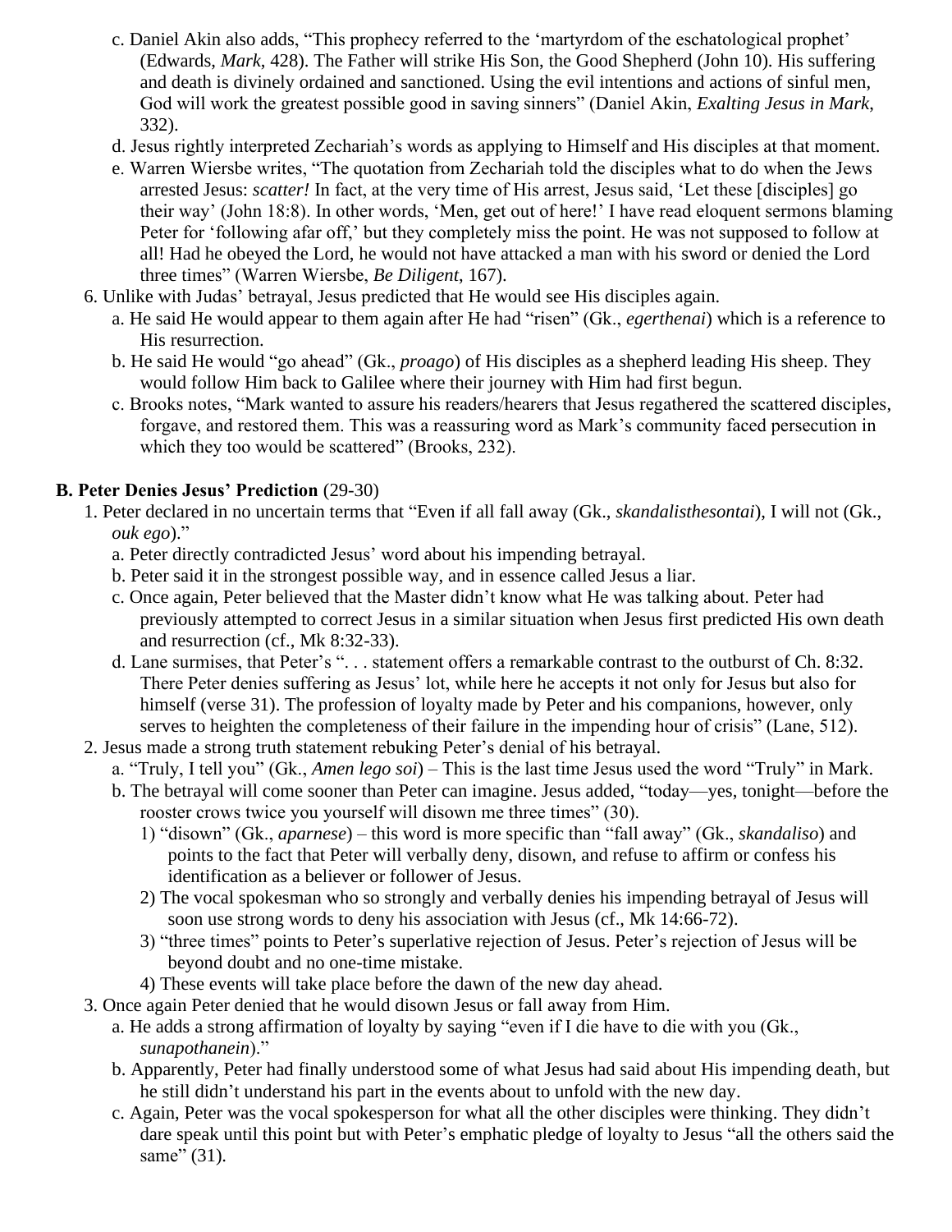c. Daniel Akin also adds, “This prophecy referred to the ‘martyrdom of the eschatological prophet’ (Edwards, *Mark*, 428). The Father will strike His Son, the Good Shepherd (John 10). His suffering and death is divinely ordained and sanctioned. Using the evil intentions and actions of sinful men, God will work the greatest possible good in saving sinners” (Daniel Akin, *Exalting Jesus in Mark*, 332).

d. Jesus rightly interpreted Zechariah’s words as applying to Himself and His disciples at that moment.

e. Warren Wiersbe writes, “The quotation from Zechariah told the disciples what to do when the Jews arrested Jesus: *scatter!* In fact, at the very time of His arrest, Jesus said, ‘Let these [disciples] go their way’ (John 18:8). In other words, ‘Men, get out of here!’ I have read eloquent sermons blaming Peter for ‘following afar off,’ but they completely miss the point. He was not supposed to follow at all! Had he obeyed the Lord, he would not have attacked a man with his sword or denied the Lord three times” (Warren Wiersbe, *Be Diligent*, 167).

6. Unlike with Judas’ betrayal, Jesus predicted that He would see His disciples again.
   a. He said He would appear to them again after He had “risen” (Gk., *egerthenai*) which is a reference to His resurrection.
   b. He said He would “go ahead” (Gk., *proago*) of His disciples as a shepherd leading His sheep. They would follow Him back to Galilee where their journey with Him had first begun.
   c. Brooks notes, “Mark wanted to assure his readers/hearers that Jesus regathered the scattered disciples, forgave, and restored them. This was a reassuring word as Mark’s community faced persecution in which they too would be scattered” (Brooks, 232).

**B. Peter Denies Jesus’ Prediction** (29-30)

1. Peter declared in no uncertain terms that “Even if all fall away (Gk., *skandalisthesontai*), I will not (Gk., *ouk ego*).”
   a. Peter directly contradicted Jesus’ word about his impending betrayal.
   b. Peter said it in the strongest possible way, and in essence called Jesus a liar.
   c. Once again, Peter believed that the Master didn’t know what He was talking about. Peter had previously attempted to correct Jesus in a similar situation when Jesus first predicted His own death and resurrection (cf., Mk 8:32-33).
   d. Lane surmises, that Peter’s “. . . statement offers a remarkable contrast to the outburst of Ch. 8:32. There Peter denies suffering as Jesus’ lot, while here he accepts it not only for Jesus but also for himself (verse 31). The profession of loyalty made by Peter and his companions, however, only serves to heighten the completeness of their failure in the impending hour of crisis” (Lane, 512).
2. Jesus made a strong truth statement rebuking Peter’s denial of his betrayal.
   a. “Truly, I tell you” (Gk., *Amen lego soi*) – This is the last time Jesus used the word “Truly” in Mark.
   b. The betrayal will come sooner than Peter can imagine. Jesus added, “today—yes, tonight—before the rooster crows twice you yourself will disown me three times” (30).
      1) “disown” (Gk., *aparnese*) – this word is more specific than “fall away” (Gk., *skandaliso*) and points to the fact that Peter will verbally deny, disown, and refuse to affirm or confess his identification as a believer or follower of Jesus.
      2) The vocal spokesman who so strongly and verbally denies his impending betrayal of Jesus will soon use strong words to deny his association with Jesus (cf., Mk 14:66-72).
      3) “three times” points to Peter’s superlative rejection of Jesus. Peter’s rejection of Jesus will be beyond doubt and no one-time mistake.
      4) These events will take place before the dawn of the new day ahead.
3. Once again Peter denied that he would disown Jesus or fall away from Him.
   a. He adds a strong affirmation of loyalty by saying “even if I die have to die with you (Gk., *sunapothanein*).”
   b. Apparently, Peter had finally understood some of what Jesus had said about His impending death, but he still didn’t understand his part in the events about to unfold with the new day.
   c. Again, Peter was the vocal spokesperson for what all the other disciples were thinking. They didn’t dare speak until this point but with Peter’s emphatic pledge of loyalty to Jesus “all the others said the same” (31).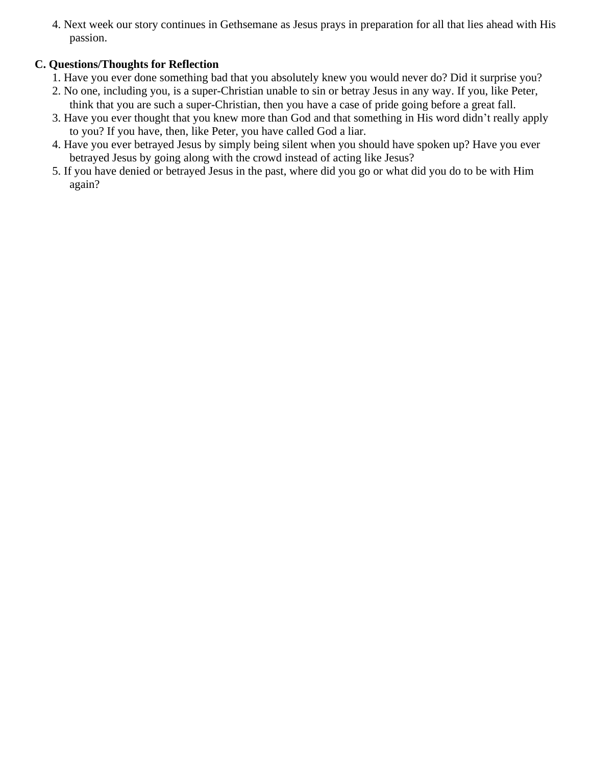4. Next week our story continues in Gethsemane as Jesus prays in preparation for all that lies ahead with His passion.

**C. Questions/Thoughts for Reflection**

1. Have you ever done something bad that you absolutely knew you would never do? Did it surprise you?
2. No one, including you, is a super-Christian unable to sin or betray Jesus in any way. If you, like Peter, think that you are such a super-Christian, then you have a case of pride going before a great fall.
3. Have you ever thought that you knew more than God and that something in His word didn't really apply to you? If you have, then, like Peter, you have called God a liar.
4. Have you ever betrayed Jesus by simply being silent when you should have spoken up? Have you ever betrayed Jesus by going along with the crowd instead of acting like Jesus?
5. If you have denied or betrayed Jesus in the past, where did you go or what did you do to be with Him again?